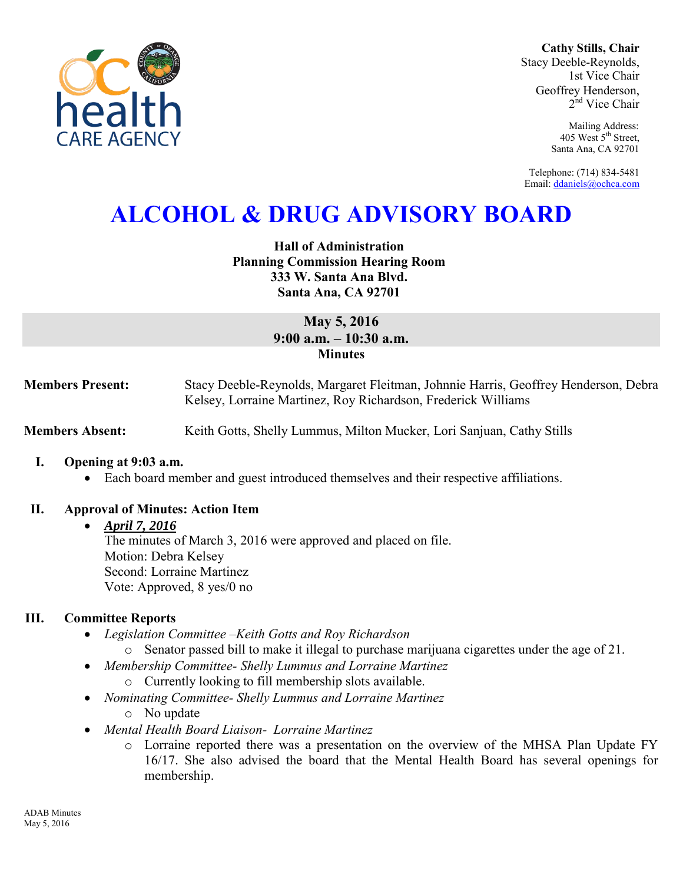**Cathy Stills, Chair**
Stacy Deeble-Reynolds,
1st Vice Chair
Geoffrey Henderson,
2nd Vice Chair

Mailing Address:
405 West 5th Street,
Santa Ana, CA 92701

Telephone: (714) 834-5481
Email: ddaniels@ochca.com

# ALCOHOL & DRUG ADVISORY BOARD

**Hall of Administration**
**Planning Commission Hearing Room**
**333 W. Santa Ana Blvd.**
**Santa Ana, CA 92701**

**May 5, 2016**
**9:00 a.m. – 10:30 a.m.**
**Minutes**

**Members Present:** Stacy Deeble-Reynolds, Margaret Fleitman, Johnnie Harris, Geoffrey Henderson, Debra Kelsey, Lorraine Martinez, Roy Richardson, Frederick Williams

**Members Absent:** Keith Gotts, Shelly Lummus, Milton Mucker, Lori Sanjuan, Cathy Stills

## I. Opening at 9:03 a.m.

- Each board member and guest introduced themselves and their respective affiliations.

## II. Approval of Minutes: Action Item

- ***April 7, 2016***
  The minutes of March 3, 2016 were approved and placed on file.
  Motion: Debra Kelsey
  Second: Lorraine Martinez
  Vote: Approved, 8 yes/0 no

## III. Committee Reports

- *Legislation Committee –Keith Gotts and Roy Richardson*
  - Senator passed bill to make it illegal to purchase marijuana cigarettes under the age of 21.
- *Membership Committee- Shelly Lummus and Lorraine Martinez*
  - Currently looking to fill membership slots available.
- *Nominating Committee- Shelly Lummus and Lorraine Martinez*
  - No update
- *Mental Health Board Liaison- Lorraine Martinez*
  - Lorraine reported there was a presentation on the overview of the MHSA Plan Update FY 16/17. She also advised the board that the Mental Health Board has several openings for membership.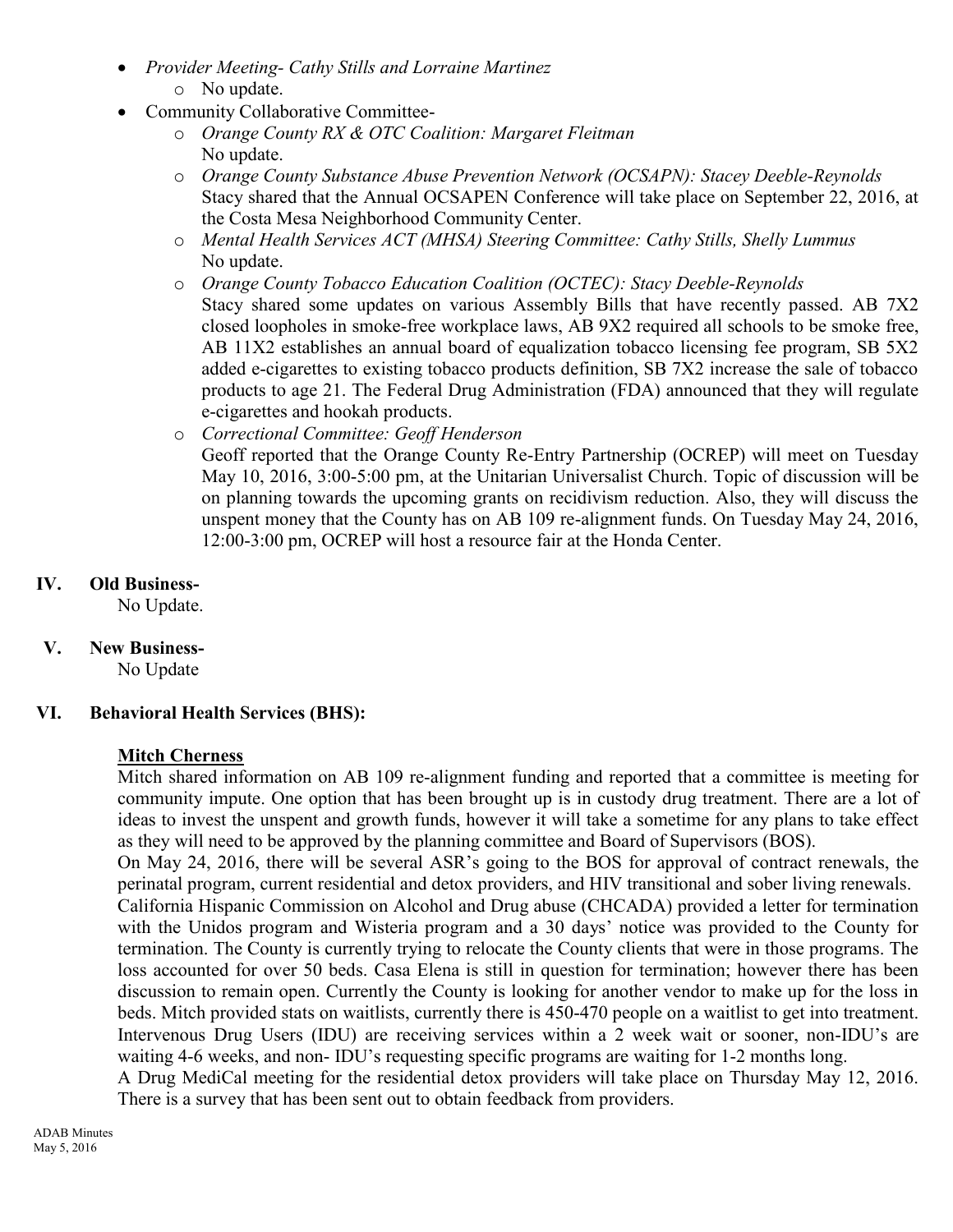- *Provider Meeting- Cathy Stills and Lorraine Martinez*
    - No update.
- Community Collaborative Committee-
    - *Orange County RX & OTC Coalition: Margaret Fleitman*
      No update.
    - *Orange County Substance Abuse Prevention Network (OCSAPN): Stacey Deeble-Reynolds*
      Stacy shared that the Annual OCSAPEN Conference will take place on September 22, 2016, at the Costa Mesa Neighborhood Community Center.
    - *Mental Health Services ACT (MHSA) Steering Committee: Cathy Stills, Shelly Lummus*
      No update.
    - *Orange County Tobacco Education Coalition (OCTEC): Stacy Deeble-Reynolds*
      Stacy shared some updates on various Assembly Bills that have recently passed. AB 7X2 closed loopholes in smoke-free workplace laws, AB 9X2 required all schools to be smoke free, AB 11X2 establishes an annual board of equalization tobacco licensing fee program, SB 5X2 added e-cigarettes to existing tobacco products definition, SB 7X2 increase the sale of tobacco products to age 21. The Federal Drug Administration (FDA) announced that they will regulate e-cigarettes and hookah products.
    - *Correctional Committee: Geoff Henderson*
      Geoff reported that the Orange County Re-Entry Partnership (OCREP) will meet on Tuesday May 10, 2016, 3:00-5:00 pm, at the Unitarian Universalist Church. Topic of discussion will be on planning towards the upcoming grants on recidivism reduction. Also, they will discuss the unspent money that the County has on AB 109 re-alignment funds. On Tuesday May 24, 2016, 12:00-3:00 pm, OCREP will host a resource fair at the Honda Center.

## IV. Old Business-

No Update.

## V. New Business-

No Update

## VI. Behavioral Health Services (BHS):

**Mitch Cherness**

Mitch shared information on AB 109 re-alignment funding and reported that a committee is meeting for community impute. One option that has been brought up is in custody drug treatment. There are a lot of ideas to invest the unspent and growth funds, however it will take a sometime for any plans to take effect as they will need to be approved by the planning committee and Board of Supervisors (BOS).

On May 24, 2016, there will be several ASR's going to the BOS for approval of contract renewals, the perinatal program, current residential and detox providers, and HIV transitional and sober living renewals.

California Hispanic Commission on Alcohol and Drug abuse (CHCADA) provided a letter for termination with the Unidos program and Wisteria program and a 30 days' notice was provided to the County for termination. The County is currently trying to relocate the County clients that were in those programs. The loss accounted for over 50 beds. Casa Elena is still in question for termination; however there has been discussion to remain open. Currently the County is looking for another vendor to make up for the loss in beds. Mitch provided stats on waitlists, currently there is 450-470 people on a waitlist to get into treatment. Intervenous Drug Users (IDU) are receiving services within a 2 week wait or sooner, non-IDU's are waiting 4-6 weeks, and non- IDU's requesting specific programs are waiting for 1-2 months long.

A Drug MediCal meeting for the residential detox providers will take place on Thursday May 12, 2016. There is a survey that has been sent out to obtain feedback from providers.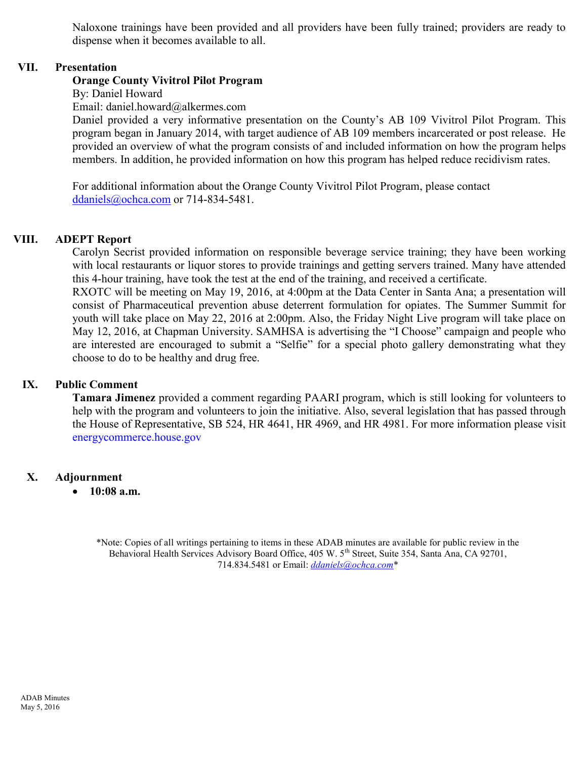Naloxone trainings have been provided and all providers have been fully trained; providers are ready to dispense when it becomes available to all.

## VII. Presentation

**Orange County Vivitrol Pilot Program**

By: Daniel Howard

Email: daniel.howard@alkermes.com

Daniel provided a very informative presentation on the County's AB 109 Vivitrol Pilot Program. This program began in January 2014, with target audience of AB 109 members incarcerated or post release. He provided an overview of what the program consists of and included information on how the program helps members. In addition, he provided information on how this program has helped reduce recidivism rates.

For additional information about the Orange County Vivitrol Pilot Program, please contact ddaniels@ochca.com or 714-834-5481.

## VIII. ADEPT Report

Carolyn Secrist provided information on responsible beverage service training; they have been working with local restaurants or liquor stores to provide trainings and getting servers trained. Many have attended this 4-hour training, have took the test at the end of the training, and received a certificate.

RXOTC will be meeting on May 19, 2016, at 4:00pm at the Data Center in Santa Ana; a presentation will consist of Pharmaceutical prevention abuse deterrent formulation for opiates. The Summer Summit for youth will take place on May 22, 2016 at 2:00pm. Also, the Friday Night Live program will take place on May 12, 2016, at Chapman University. SAMHSA is advertising the "I Choose" campaign and people who are interested are encouraged to submit a "Selfie" for a special photo gallery demonstrating what they choose to do to be healthy and drug free.

## IX. Public Comment

**Tamara Jimenez** provided a comment regarding PAARI program, which is still looking for volunteers to help with the program and volunteers to join the initiative. Also, several legislation that has passed through the House of Representative, SB 524, HR 4641, HR 4969, and HR 4981. For more information please visit energycommerce.house.gov

## X. Adjournment

- **10:08 a.m.**

*Note: Copies of all writings pertaining to items in these ADAB minutes are available for public review in the Behavioral Health Services Advisory Board Office, 405 W. 5th Street, Suite 354, Santa Ana, CA 92701, 714.834.5481 or Email: *ddaniels@ochca.com**